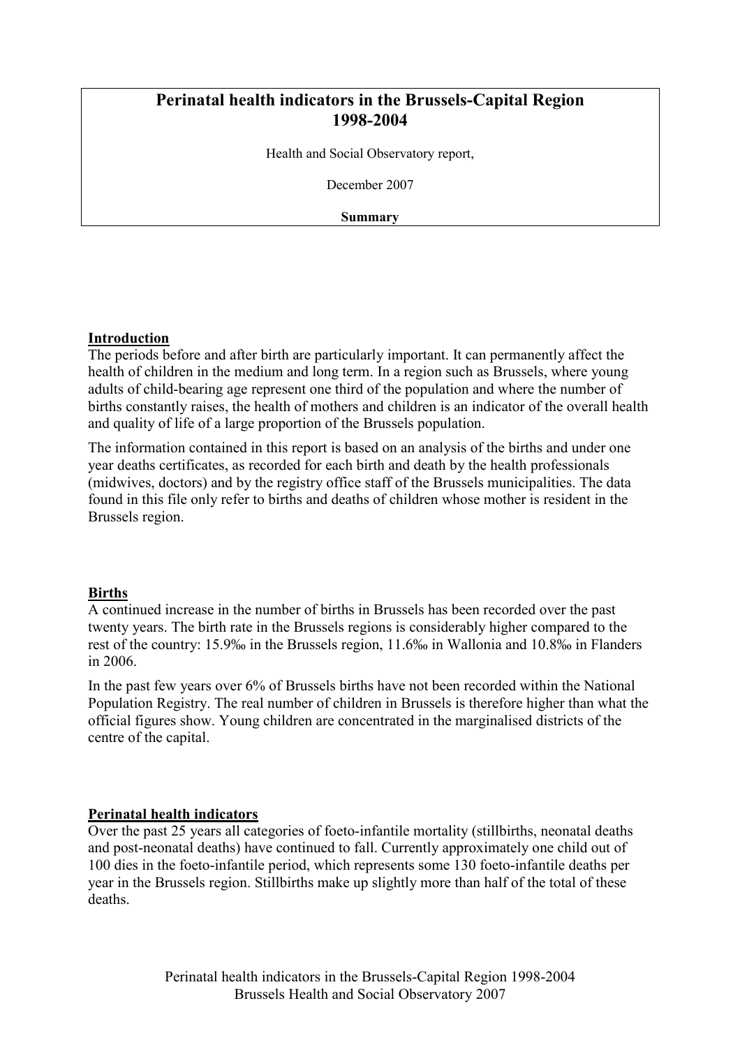# Perinatal health indicators in the Brussels-Capital Region 1998-2004

Health and Social Observatory report,

December 2007

**Summary**

## Introduction

The periods before and after birth are particularly important. It can permanently affect the health of children in the medium and long term. In a region such as Brussels, where young adults of child-bearing age represent one third of the population and where the number of births constantly raises, the health of mothers and children is an indicator of the overall health and quality of life of a large proportion of the Brussels population.

The information contained in this report is based on an analysis of the births and under one year deaths certificates, as recorded for each birth and death by the health professionals (midwives, doctors) and by the registry office staff of the Brussels municipalities. The data found in this file only refer to births and deaths of children whose mother is resident in the Brussels region.

## Births

A continued increase in the number of births in Brussels has been recorded over the past twenty years. The birth rate in the Brussels regions is considerably higher compared to the rest of the country: 15.9‰ in the Brussels region, 11.6‰ in Wallonia and 10.8‰ in Flanders in 2006.

In the past few years over 6% of Brussels births have not been recorded within the National Population Registry. The real number of children in Brussels is therefore higher than what the official figures show. Young children are concentrated in the marginalised districts of the centre of the capital.

## Perinatal health indicators

Over the past 25 years all categories of foeto-infantile mortality (stillbirths, neonatal deaths and post-neonatal deaths) have continued to fall. Currently approximately one child out of 100 dies in the foeto-infantile period, which represents some 130 foeto-infantile deaths per year in the Brussels region. Stillbirths make up slightly more than half of the total of these deaths.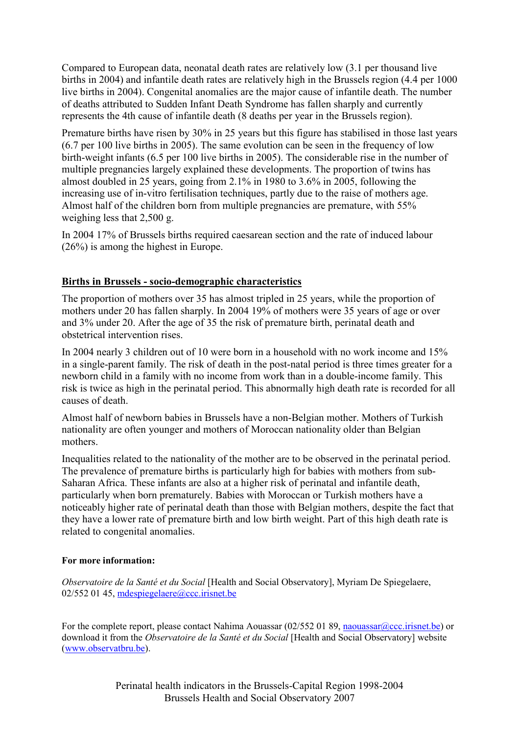Compared to European data, neonatal death rates are relatively low (3.1 per thousand live births in 2004) and infantile death rates are relatively high in the Brussels region (4.4 per 1000 live births in 2004). Congenital anomalies are the major cause of infantile death. The number of deaths attributed to Sudden Infant Death Syndrome has fallen sharply and currently represents the 4th cause of infantile death (8 deaths per year in the Brussels region).

Premature births have risen by 30% in 25 years but this figure has stabilised in those last years (6.7 per 100 live births in 2005). The same evolution can be seen in the frequency of low birth-weight infants (6.5 per 100 live births in 2005). The considerable rise in the number of multiple pregnancies largely explained these developments. The proportion of twins has almost doubled in 25 years, going from 2.1% in 1980 to 3.6% in 2005, following the increasing use of in-vitro fertilisation techniques, partly due to the raise of mothers age. Almost half of the children born from multiple pregnancies are premature, with 55% weighing less that 2,500 g.

In 2004 17% of Brussels births required caesarean section and the rate of induced labour (26%) is among the highest in Europe.

## Births in Brussels - socio-demographic characteristics

The proportion of mothers over 35 has almost tripled in 25 years, while the proportion of mothers under 20 has fallen sharply. In 2004 19% of mothers were 35 years of age or over and 3% under 20. After the age of 35 the risk of premature birth, perinatal death and obstetrical intervention rises.

In 2004 nearly 3 children out of 10 were born in a household with no work income and 15% in a single-parent family. The risk of death in the post-natal period is three times greater for a newborn child in a family with no income from work than in a double-income family. This risk is twice as high in the perinatal period. This abnormally high death rate is recorded for all causes of death.

Almost half of newborn babies in Brussels have a non-Belgian mother. Mothers of Turkish nationality are often younger and mothers of Moroccan nationality older than Belgian mothers.

Inequalities related to the nationality of the mother are to be observed in the perinatal period. The prevalence of premature births is particularly high for babies with mothers from sub-Saharan Africa. These infants are also at a higher risk of perinatal and infantile death, particularly when born prematurely. Babies with Moroccan or Turkish mothers have a noticeably higher rate of perinatal death than those with Belgian mothers, despite the fact that they have a lower rate of premature birth and low birth weight. Part of this high death rate is related to congenital anomalies.

**For more information:**

*Observatoire de la Santé et du Social* [Health and Social Observatory], Myriam De Spiegelaere, 02/552 01 45, mdespiegelaere@ccc.irisnet.be

For the complete report, please contact Nahima Aouassar (02/552 01 89, naouassar@ccc.irisnet.be) or download it from the *Observatoire de la Santé et du Social* [Health and Social Observatory] website (www.observatbru.be).

Perinatal health indicators in the Brussels-Capital Region 1998-2004
Brussels Health and Social Observatory 2007